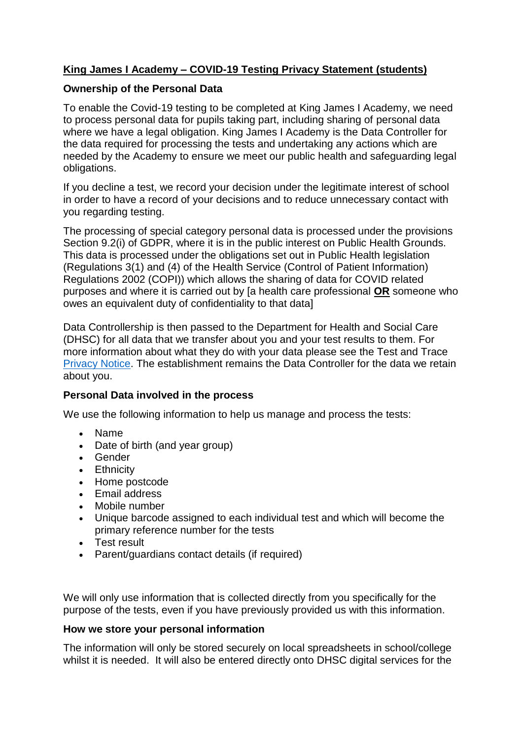# King James I Academy – COVID-19 Testing Privacy Statement (students)

## Ownership of the Personal Data

To enable the Covid-19 testing to be completed at King James I Academy, we need to process personal data for pupils taking part, including sharing of personal data where we have a legal obligation. King James I Academy is the Data Controller for the data required for processing the tests and undertaking any actions which are needed by the Academy to ensure we meet our public health and safeguarding legal obligations.

If you decline a test, we record your decision under the legitimate interest of school in order to have a record of your decisions and to reduce unnecessary contact with you regarding testing.

The processing of special category personal data is processed under the provisions Section 9.2(i) of GDPR, where it is in the public interest on Public Health Grounds. This data is processed under the obligations set out in Public Health legislation (Regulations 3(1) and (4) of the Health Service (Control of Patient Information) Regulations 2002 (COPI)) which allows the sharing of data for COVID related purposes and where it is carried out by [a health care professional **OR** someone who owes an equivalent duty of confidentiality to that data]

Data Controllership is then passed to the Department for Health and Social Care (DHSC) for all data that we transfer about you and your test results to them. For more information about what they do with your data please see the Test and Trace Privacy Notice. The establishment remains the Data Controller for the data we retain about you.

## Personal Data involved in the process

We use the following information to help us manage and process the tests:

- Name
- Date of birth (and year group)
- Gender
- Ethnicity
- Home postcode
- Email address
- Mobile number
- Unique barcode assigned to each individual test and which will become the primary reference number for the tests
- Test result
- Parent/guardians contact details (if required)

We will only use information that is collected directly from you specifically for the purpose of the tests, even if you have previously provided us with this information.

## How we store your personal information

The information will only be stored securely on local spreadsheets in school/college whilst it is needed. It will also be entered directly onto DHSC digital services for the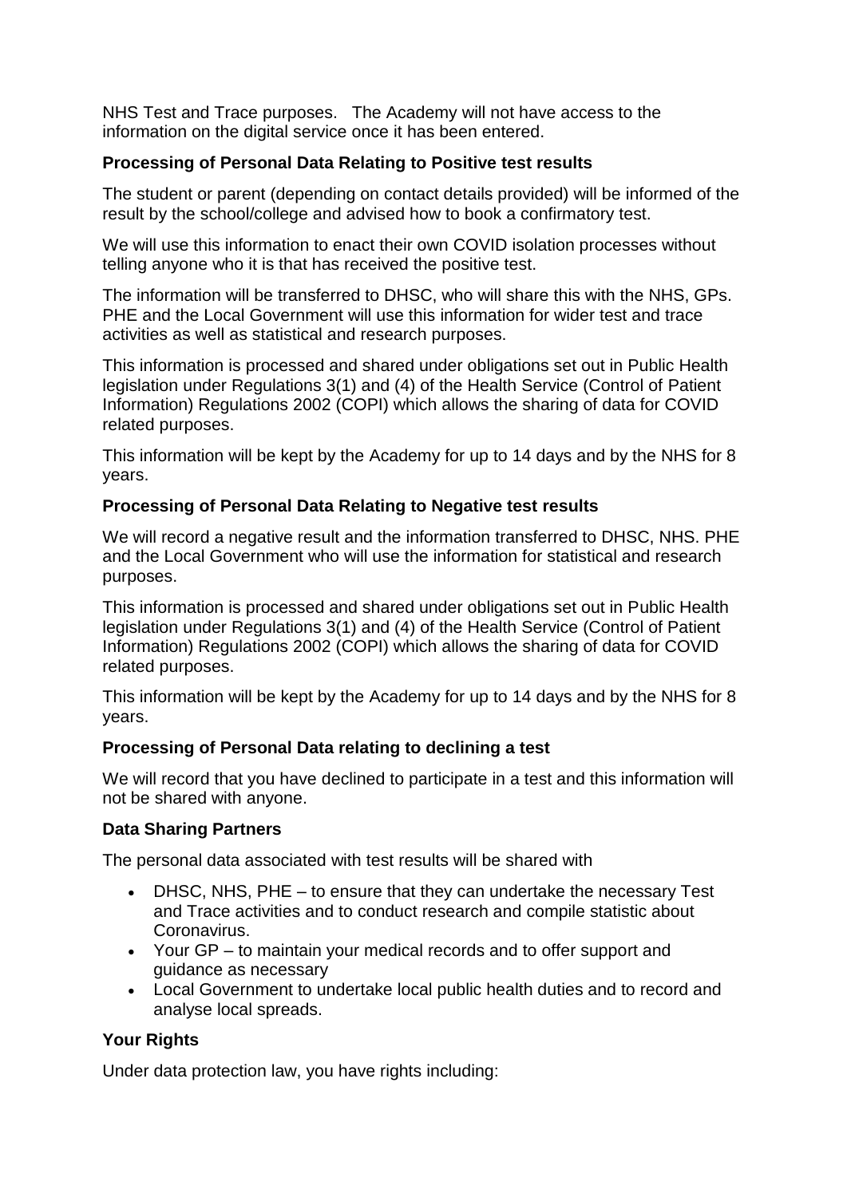NHS Test and Trace purposes. The Academy will not have access to the information on the digital service once it has been entered.

**Processing of Personal Data Relating to Positive test results**

The student or parent (depending on contact details provided) will be informed of the result by the school/college and advised how to book a confirmatory test.

We will use this information to enact their own COVID isolation processes without telling anyone who it is that has received the positive test.

The information will be transferred to DHSC, who will share this with the NHS, GPs. PHE and the Local Government will use this information for wider test and trace activities as well as statistical and research purposes.

This information is processed and shared under obligations set out in Public Health legislation under Regulations 3(1) and (4) of the Health Service (Control of Patient Information) Regulations 2002 (COPI) which allows the sharing of data for COVID related purposes.

This information will be kept by the Academy for up to 14 days and by the NHS for 8 years.

**Processing of Personal Data Relating to Negative test results**

We will record a negative result and the information transferred to DHSC, NHS. PHE and the Local Government who will use the information for statistical and research purposes.

This information is processed and shared under obligations set out in Public Health legislation under Regulations 3(1) and (4) of the Health Service (Control of Patient Information) Regulations 2002 (COPI) which allows the sharing of data for COVID related purposes.

This information will be kept by the Academy for up to 14 days and by the NHS for 8 years.

**Processing of Personal Data relating to declining a test**

We will record that you have declined to participate in a test and this information will not be shared with anyone.

**Data Sharing Partners**

The personal data associated with test results will be shared with

- DHSC, NHS, PHE – to ensure that they can undertake the necessary Test and Trace activities and to conduct research and compile statistic about Coronavirus.
- Your GP – to maintain your medical records and to offer support and guidance as necessary
- Local Government to undertake local public health duties and to record and analyse local spreads.

**Your Rights**

Under data protection law, you have rights including: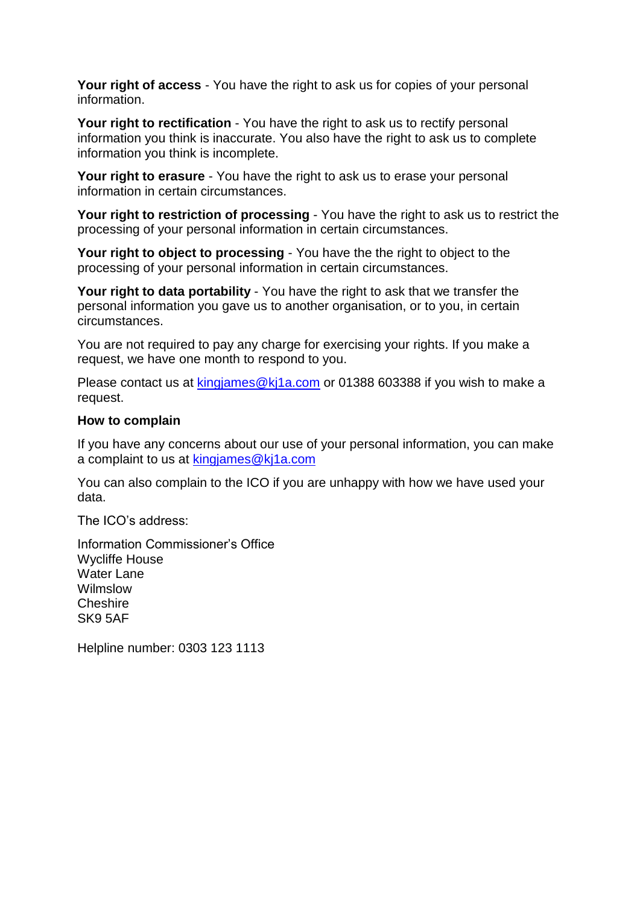**Your right of access** - You have the right to ask us for copies of your personal information.

**Your right to rectification** - You have the right to ask us to rectify personal information you think is inaccurate. You also have the right to ask us to complete information you think is incomplete.

**Your right to erasure** - You have the right to ask us to erase your personal information in certain circumstances.

**Your right to restriction of processing** - You have the right to ask us to restrict the processing of your personal information in certain circumstances.

**Your right to object to processing** - You have the the right to object to the processing of your personal information in certain circumstances.

**Your right to data portability** - You have the right to ask that we transfer the personal information you gave us to another organisation, or to you, in certain circumstances.

You are not required to pay any charge for exercising your rights. If you make a request, we have one month to respond to you.

Please contact us at kingjames@kj1a.com or 01388 603388 if you wish to make a request.

**How to complain**

If you have any concerns about our use of your personal information, you can make a complaint to us at kingjames@kj1a.com

You can also complain to the ICO if you are unhappy with how we have used your data.

The ICO's address:

Information Commissioner's Office
Wycliffe House
Water Lane
Wilmslow
Cheshire
SK9 5AF

Helpline number: 0303 123 1113